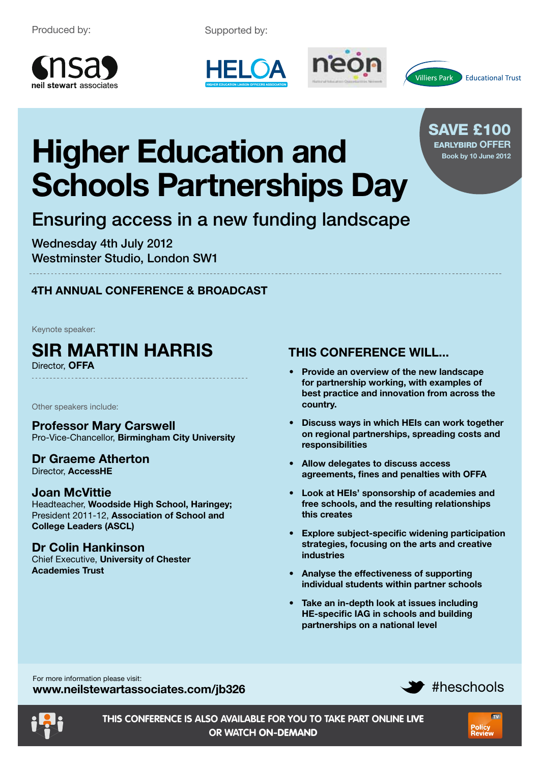Produced by:

nsa neil stewart associates

Supported by:

HELOA HIGHER EDUCATION LIAISON OFFICERS ASSOCIATION

neon

Villiers Park Educational Trust

**SAVE £100**
**EARLYBIRD OFFER**
Book by 10 June 2012

# Higher Education and Schools Partnerships Day

## Ensuring access in a new funding landscape

Wednesday 4th July 2012
Westminster Studio, London SW1

**4TH ANNUAL CONFERENCE & BROADCAST**

Keynote speaker:

### SIR MARTIN HARRIS
Director, **OFFA**

Other speakers include:

**Professor Mary Carswell**
Pro-Vice-Chancellor, **Birmingham City University**

**Dr Graeme Atherton**
Director, **AccessHE**

**Joan McVittie**
Headteacher, **Woodside High School, Haringey;** President 2011-12, **Association of School and College Leaders (ASCL)**

**Dr Colin Hankinson**
Chief Executive, **University of Chester Academies Trust**

### THIS CONFERENCE WILL...

- **Provide an overview of the new landscape for partnership working, with examples of best practice and innovation from across the country.**
- **Discuss ways in which HEIs can work together on regional partnerships, spreading costs and responsibilities**
- **Allow delegates to discuss access agreements, fines and penalties with OFFA**
- **Look at HEIs' sponsorship of academies and free schools, and the resulting relationships this creates**
- **Explore subject-specific widening participation strategies, focusing on the arts and creative industries**
- **Analyse the effectiveness of supporting individual students within partner schools**
- **Take an in-depth look at issues including HE-specific IAG in schools and building partnerships on a national level**

For more information please visit:
**www.neilstewartassociates.com/jb326**

#heschools

**THIS CONFERENCE IS ALSO AVAILABLE FOR YOU TO TAKE PART ONLINE LIVE OR WATCH ON-DEMAND**

Policy Review TV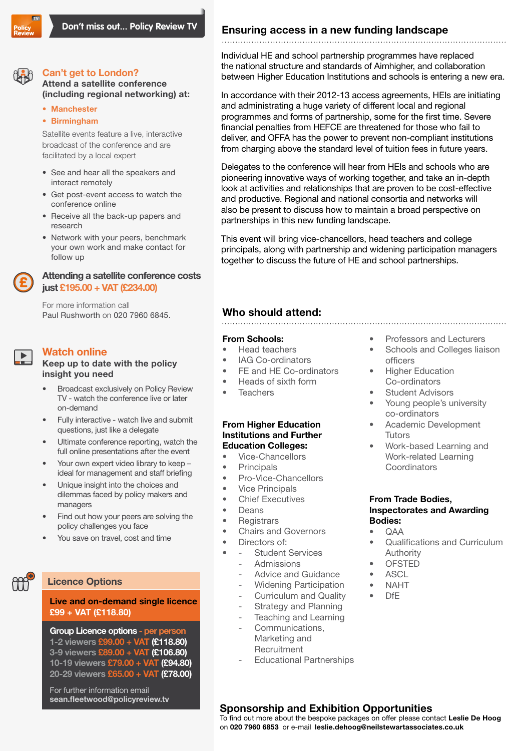Don't miss out... Policy Review TV

## Can't get to London?

### Attend a satellite conference (including regional networking) at:

- Manchester
- Birmingham

Satellite events feature a live, interactive broadcast of the conference and are facilitated by a local expert

- See and hear all the speakers and interact remotely
- Get post-event access to watch the conference online
- Receive all the back-up papers and research
- Network with your peers, benchmark your own work and make contact for follow up

**Attending a satellite conference costs just £195.00 + VAT (£234.00)**

For more information call Paul Rushworth on 020 7960 6845.

## Watch online

### Keep up to date with the policy insight you need

- Broadcast exclusively on Policy Review TV - watch the conference live or later on-demand
- Fully interactive - watch live and submit questions, just like a delegate
- Ultimate conference reporting, watch the full online presentations after the event
- Your own expert video library to keep – ideal for management and staff briefing
- Unique insight into the choices and dilemmas faced by policy makers and managers
- Find out how your peers are solving the policy challenges you face
- You save on travel, cost and time

## Licence Options

**Live and on-demand single licence £99 + VAT (£118.80)**

**Group Licence options - per person**
- 1-2 viewers £99.00 + VAT (£118.80)
- 3-9 viewers £89.00 + VAT (£106.80)
- 10-19 viewers £79.00 + VAT (£94.80)
- 20-29 viewers £65.00 + VAT (£78.00)

For further information email **sean.fleetwood@policyreview.tv**

## Ensuring access in a new funding landscape

Individual HE and school partnership programmes have replaced the national structure and standards of Aimhigher, and collaboration between Higher Education Institutions and schools is entering a new era.

In accordance with their 2012-13 access agreements, HEIs are initiating and administrating a huge variety of different local and regional programmes and forms of partnership, some for the first time. Severe financial penalties from HEFCE are threatened for those who fail to deliver, and OFFA has the power to prevent non-compliant institutions from charging above the standard level of tuition fees in future years.

Delegates to the conference will hear from HEIs and schools who are pioneering innovative ways of working together, and take an in-depth look at activities and relationships that are proven to be cost-effective and productive. Regional and national consortia and networks will also be present to discuss how to maintain a broad perspective on partnerships in this new funding landscape.

This event will bring vice-chancellors, head teachers and college principals, along with partnership and widening participation managers together to discuss the future of HE and school partnerships.

## Who should attend:

**From Schools:**
- Head teachers
- IAG Co-ordinators
- FE and HE Co-ordinators
- Heads of sixth form
- Teachers

**From Higher Education Institutions and Further Education Colleges:**
- Vice-Chancellors
- Principals
- Pro-Vice-Chancellors
- Vice Principals
- Chief Executives
- Deans
- Registrars
- Chairs and Governors
- Directors of:
  - Student Services
  - Admissions
  - Advice and Guidance
  - Widening Participation
  - Curriculum and Quality
  - Strategy and Planning
  - Teaching and Learning
  - Communications, Marketing and Recruitment
  - Educational Partnerships
- Professors and Lecturers
- Schools and Colleges liaison officers
- Higher Education Co-ordinators
- Student Advisors
- Young people's university co-ordinators
- Academic Development Tutors
- Work-based Learning and Work-related Learning Coordinators

**From Trade Bodies, Inspectorates and Awarding Bodies:**
- QAA
- Qualifications and Curriculum Authority
- OFSTED
- ASCL
- NAHT
- DfE

## Sponsorship and Exhibition Opportunities

To find out more about the bespoke packages on offer please contact **Leslie De Hoog** on **020 7960 6853** or e-mail **leslie.dehoog@neilstewartassociates.co.uk**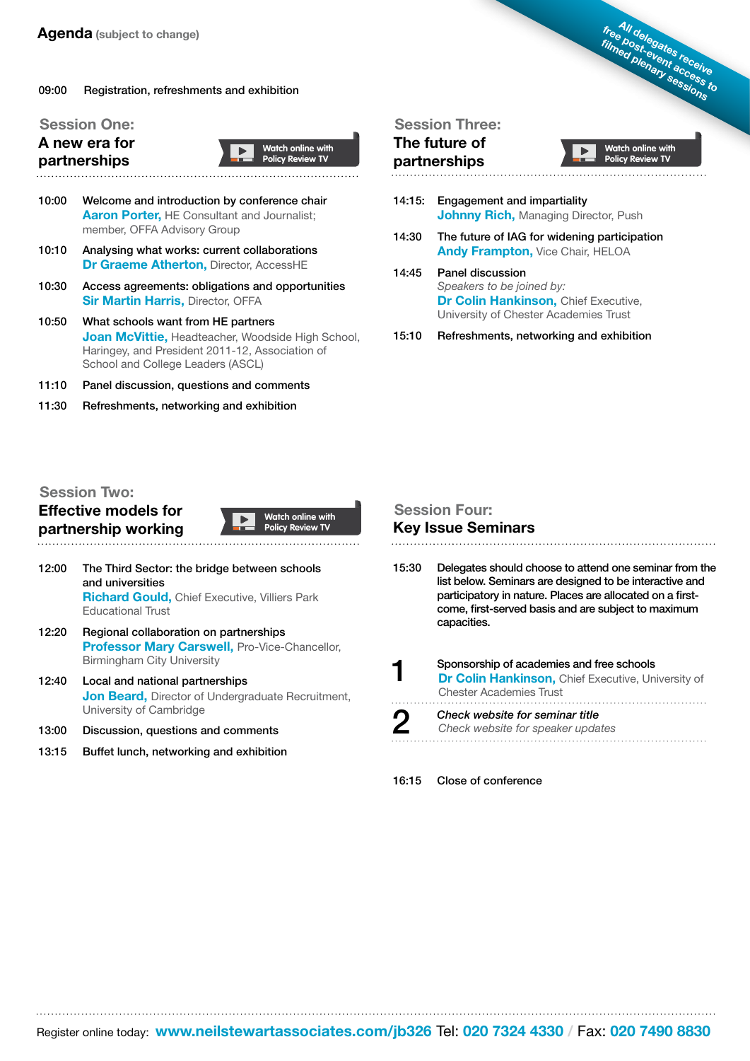# Agenda (subject to change)

All delegates receive free post-event access to filmed plenary sessions

09:00 Registration, refreshments and exhibition

## Session One: A new era for partnerships

Watch online with Policy Review TV

10:00 Welcome and introduction by conference chair
**Aaron Porter,** HE Consultant and Journalist; member, OFFA Advisory Group

10:10 Analysing what works: current collaborations
**Dr Graeme Atherton,** Director, AccessHE

10:30 Access agreements: obligations and opportunities
**Sir Martin Harris,** Director, OFFA

10:50 What schools want from HE partners
**Joan McVittie,** Headteacher, Woodside High School, Haringey, and President 2011-12, Association of School and College Leaders (ASCL)

11:10 Panel discussion, questions and comments

11:30 Refreshments, networking and exhibition

## Session Two: Effective models for partnership working

Watch online with Policy Review TV

12:00 The Third Sector: the bridge between schools and universities
**Richard Gould,** Chief Executive, Villiers Park Educational Trust

12:20 Regional collaboration on partnerships
**Professor Mary Carswell,** Pro-Vice-Chancellor, Birmingham City University

12:40 Local and national partnerships
**Jon Beard,** Director of Undergraduate Recruitment, University of Cambridge

13:00 Discussion, questions and comments

13:15 Buffet lunch, networking and exhibition

## Session Three: The future of partnerships

Watch online with Policy Review TV

14:15: Engagement and impartiality
**Johnny Rich,** Managing Director, Push

14:30 The future of IAG for widening participation
**Andy Frampton,** Vice Chair, HELOA

14:45 Panel discussion
*Speakers to be joined by:*
**Dr Colin Hankinson,** Chief Executive, University of Chester Academies Trust

15:10 Refreshments, networking and exhibition

## Session Four: Key Issue Seminars

15:30 Delegates should choose to attend one seminar from the list below. Seminars are designed to be interactive and participatory in nature. Places are allocated on a first-come, first-served basis and are subject to maximum capacities.

**1** Sponsorship of academies and free schools
**Dr Colin Hankinson,** Chief Executive, University of Chester Academies Trust

**2** *Check website for seminar title*
*Check website for speaker updates*

16:15 Close of conference

Register online today: **www.neilstewartassociates.com/jb326** Tel: **020 7324 4330** / Fax: **020 7490 8830**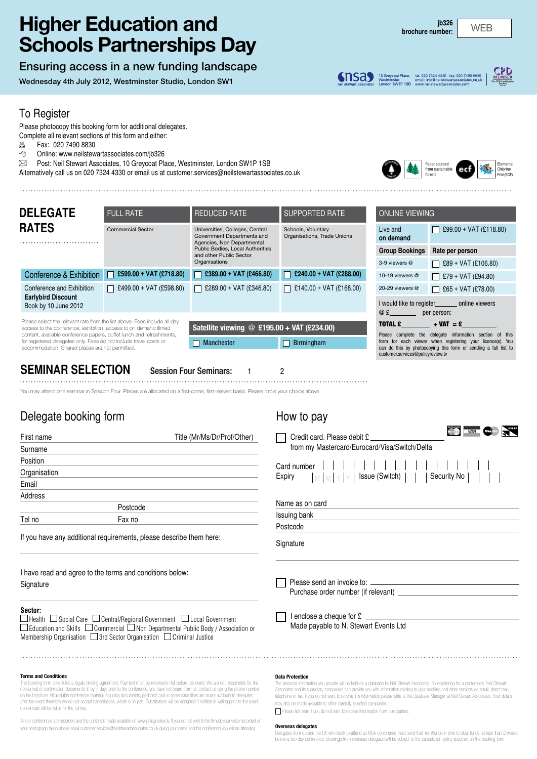# Higher Education and Schools Partnerships Day

## Ensuring access in a new funding landscape

Wednesday 4th July 2012, Westminster Studio, London SW1

jb326
brochure number: WEB

nsa neil stewart associates — 10 Greycoat Place, Westminster, London SW1P 1SB — tel: 020 7324 4330 fax: 020 7490 8830 email: info@neilstewartassociates.co.uk www.neilstewartassociates.com

CPD MEMBER — The CPD Certification Service

## To Register

Please photocopy this booking form for additional delegates.
Complete all relevant sections of this form and either:

- Fax: 020 7490 8830
- Online: www.neilstewartassociates.com/jb326
- Post: Neil Stewart Associates, 10 Greycoat Place, Westminster, London SW1P 1SB

Alternatively call us on 020 7324 4330 or email us at customer.services@neilstewartassociates.co.uk

Paper sourced from sustainable forests — ecf — Elemental Chlorine Free(ECF)

## DELEGATE RATES

| | FULL RATE | REDUCED RATE | SUPPORTED RATE |
|---|---|---|---|
| | Commercial Sector | Universities, Colleges, Central Government Departments and Agencies, Non Departmental Public Bodies, Local Authorities and other Public Sector Organisations | Schools, Voluntary Organisations, Trade Unions |
| Conference & Exhibition | ☐ **£599.00 + VAT (£718.80)** | ☐ **£389.00 + VAT (£466.80)** | ☐ **£240.00 + VAT (£288.00)** |
| Conference and Exhibition **Earlybird Discount** Book by 10 June 2012 | ☐ £499.00 + VAT (£598.80) | ☐ £289.00 + VAT (£346.80) | ☐ £140.00 + VAT (£168.00) |

Please select the relevant rate from the list above. Fees include all day access to the conference, exhibition, access to on demand filmed content, available conference papers, buffet lunch and refreshments, for registered delegates only. Fees do not include travel costs or accommodation. Shared places are not permitted.

**Satellite viewing @ £195.00 + VAT (£234.00)**

☐ Manchester ☐ Birmingham

## ONLINE VIEWING

| | |
|---|---|
| Live and on demand | ☐ £99.00 + VAT (£118.80) |
| **Group Bookings** | **Rate per person** |
| 3-9 viewers @ | ☐ £89 + VAT (£106.80) |
| 10-19 viewers @ | ☐ £79 + VAT (£94.80) |
| 20-29 viewers @ | ☐ £65 + VAT (£78.00) |

I would like to register______ online viewers @ £________ per person:

**TOTAL £________ + VAT = £__________**

Please complete the delegate information section of this form for each viewer when registering your licence(s). You can do this by photocopying this form or sending a full list to customer.services@policyreview.tv

## SEMINAR SELECTION

Session Four Seminars: 1 2

You may attend one seminar in Session Four. Places are allocated on a first-come, first-served basis. Please circle your choice above

## Delegate booking form

First name ______ Title (Mr/Ms/Dr/Prof/Other) ______
Surname ______
Position ______
Organisation ______
Email ______
Address ______
Postcode ______
Tel no ______ Fax no ______

If you have any additional requirements, please describe them here:

I have read and agree to the terms and conditions below:
Signature ______

**Sector:**
☐ Health ☐ Social Care ☐ Central/Regional Government ☐ Local Government ☐ Education and Skills ☐ Commercial ☐ Non Departmental Public Body / Association or Membership Organisation ☐ 3rd Sector Organisation ☐ Criminal Justice

## How to pay

☐ Credit card. Please debit £ ______
from my Mastercard/Eurocard/Visa/Switch/Delta

Card number | | | | | | | | | | | | | | | | |
Expiry | M | M | Y | Y | Issue (Switch) | | | Security No | | | |

Name as on card ______
Issuing bank ______
Postcode ______
Signature ______

☐ Please send an invoice to: ______
Purchase order number (if relevant) ______

☐ I enclose a cheque for £ ______
Made payable to N. Stewart Events Ltd

**Terms and Conditions**

This booking form constitutes a legally binding agreement. Payment must be received in full before the event. We are not responsible for the non-arrival of confirmation documents; if, by 7 days prior to the conference, you have not heard from us, contact us using the phone number on the brochure. All available conference material including documents, podcasts and in some case films are made available to delegates after the event therefore we do not accept cancellations, whole or in part. Substitutions will be accepted if notified in writing prior to the event, non-arrivals will be liable for the full fee.

All our conferences are recorded and the content is made available on www.policyreview.tv. If you do not wish to be filmed, your voice recorded or your photograph taken please email customer.services@neilstewartassociates.co.uk giving your name and the conference you will be attending.

**Data Protection**

The personal information you provide will be held on a database by Neil Stewart Associates. By registering for a conference, Neil Stewart Associates and its subsidiary companies can provide you with information relating to your booking and other services via email, direct mail, telephone or fax. If you do not want to receive this information please write to the Database Manager at Neil Stewart Associates. Your details may also be made available to other carefully selected companies.

☐ Please tick here if you do not wish to receive information from third parties.

**Overseas delegates**

Delegates from outside the UK who book to attend an NSA conference must send their remittance in time to clear funds no later than 2 weeks before a two day conference. Bookings from overseas delegates will be subject to the cancellation policy specified on the booking form.